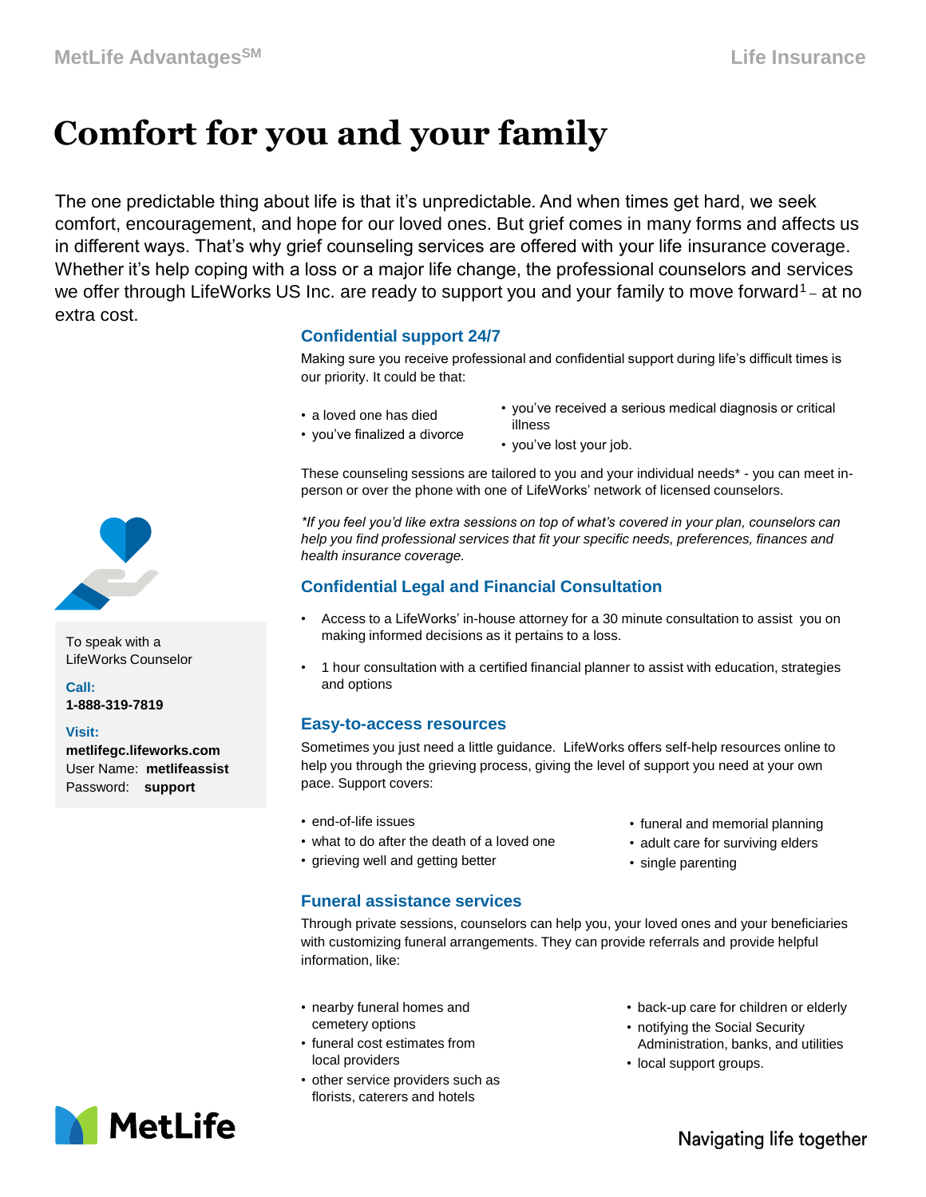# Comfort for you and your family

The one predictable thing about life is that it's unpredictable. And when times get hard, we seek comfort, encouragement, and hope for our loved ones. But grief comes in many forms and affects us in different ways. That's why grief counseling services are offered with your life insurance coverage. Whether it's help coping with a loss or a major life change, the professional counselors and services we offer through LifeWorks US Inc. are ready to support you and your family to move forward[1] – at no extra cost.

To speak with a LifeWorks Counselor

**Call:**
**1-888-319-7819**

**Visit:**
**metlifegc.lifeworks.com**
User Name: **metlifeassist**
Password: **support**

## Confidential support 24/7

Making sure you receive professional and confidential support during life's difficult times is our priority. It could be that:

- a loved one has died
- you've finalized a divorce
- you've received a serious medical diagnosis or critical illness
- you've lost your job.

These counseling sessions are tailored to you and your individual needs* - you can meet in-person or over the phone with one of LifeWorks' network of licensed counselors.

*\*If you feel you'd like extra sessions on top of what's covered in your plan, counselors can help you find professional services that fit your specific needs, preferences, finances and health insurance coverage.*

## Confidential Legal and Financial Consultation

- Access to a LifeWorks' in-house attorney for a 30 minute consultation to assist you on making informed decisions as it pertains to a loss.
- 1 hour consultation with a certified financial planner to assist with education, strategies and options

## Easy-to-access resources

Sometimes you just need a little guidance. LifeWorks offers self-help resources online to help you through the grieving process, giving the level of support you need at your own pace. Support covers:

- end-of-life issues
- what to do after the death of a loved one
- grieving well and getting better
- funeral and memorial planning
- adult care for surviving elders
- single parenting

## Funeral assistance services

Through private sessions, counselors can help you, your loved ones and your beneficiaries with customizing funeral arrangements. They can provide referrals and provide helpful information, like:

- nearby funeral homes and cemetery options
- funeral cost estimates from local providers
- other service providers such as florists, caterers and hotels
- back-up care for children or elderly
- notifying the Social Security Administration, banks, and utilities
- local support groups.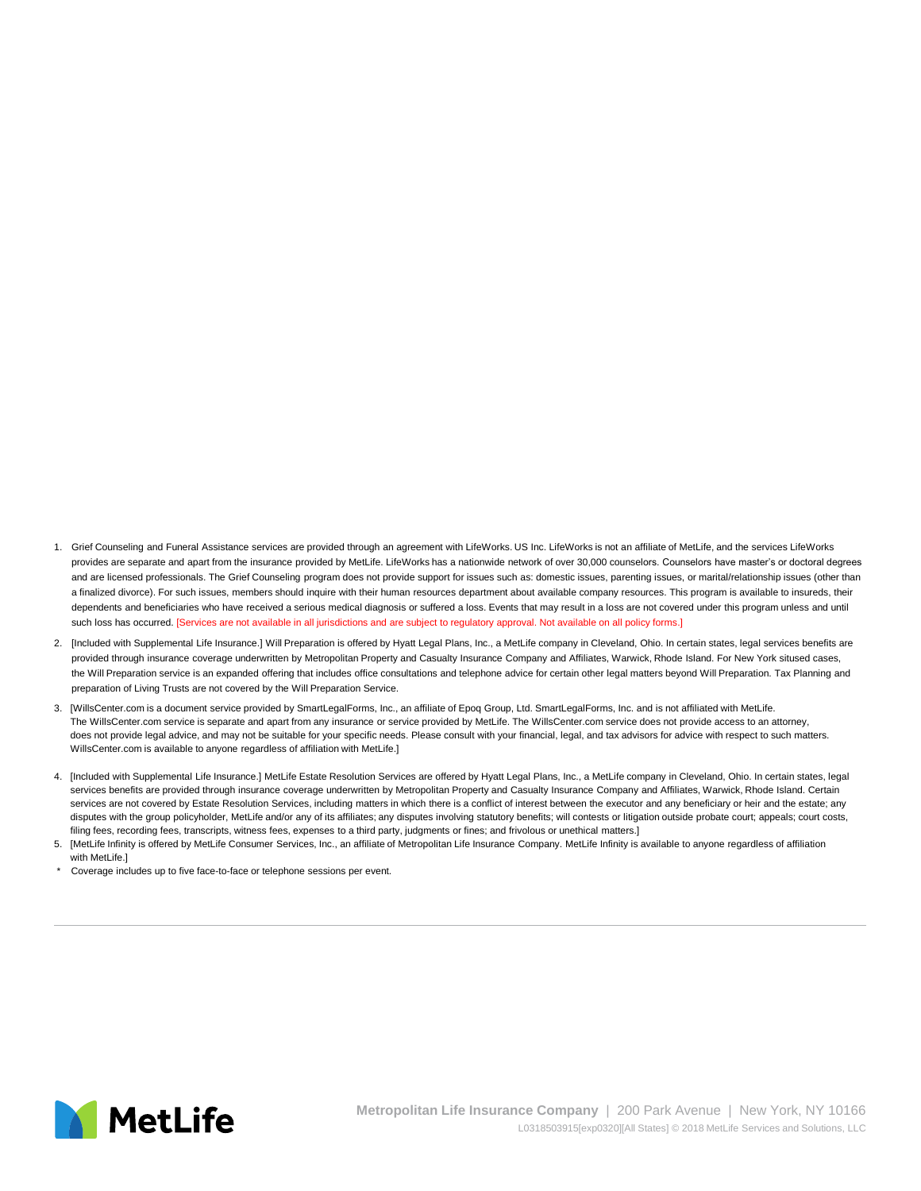1. Grief Counseling and Funeral Assistance services are provided through an agreement with LifeWorks. US Inc. LifeWorks is not an affiliate of MetLife, and the services LifeWorks provides are separate and apart from the insurance provided by MetLife. LifeWorks has a nationwide network of over 30,000 counselors. Counselors have master's or doctoral degrees and are licensed professionals. The Grief Counseling program does not provide support for issues such as: domestic issues, parenting issues, or marital/relationship issues (other than a finalized divorce). For such issues, members should inquire with their human resources department about available company resources. This program is available to insureds, their dependents and beneficiaries who have received a serious medical diagnosis or suffered a loss. Events that may result in a loss are not covered under this program unless and until such loss has occurred. [Services are not available in all jurisdictions and are subject to regulatory approval. Not available on all policy forms.]

2. [Included with Supplemental Life Insurance.] Will Preparation is offered by Hyatt Legal Plans, Inc., a MetLife company in Cleveland, Ohio. In certain states, legal services benefits are provided through insurance coverage underwritten by Metropolitan Property and Casualty Insurance Company and Affiliates, Warwick, Rhode Island. For New York sitused cases, the Will Preparation service is an expanded offering that includes office consultations and telephone advice for certain other legal matters beyond Will Preparation. Tax Planning and preparation of Living Trusts are not covered by the Will Preparation Service.

3. [WillsCenter.com is a document service provided by SmartLegalForms, Inc., an affiliate of Epoq Group, Ltd. SmartLegalForms, Inc. and is not affiliated with MetLife. The WillsCenter.com service is separate and apart from any insurance or service provided by MetLife. The WillsCenter.com service does not provide access to an attorney, does not provide legal advice, and may not be suitable for your specific needs. Please consult with your financial, legal, and tax advisors for advice with respect to such matters. WillsCenter.com is available to anyone regardless of affiliation with MetLife.]

4. [Included with Supplemental Life Insurance.] MetLife Estate Resolution Services are offered by Hyatt Legal Plans, Inc., a MetLife company in Cleveland, Ohio. In certain states, legal services benefits are provided through insurance coverage underwritten by Metropolitan Property and Casualty Insurance Company and Affiliates, Warwick, Rhode Island. Certain services are not covered by Estate Resolution Services, including matters in which there is a conflict of interest between the executor and any beneficiary or heir and the estate; any disputes with the group policyholder, MetLife and/or any of its affiliates; any disputes involving statutory benefits; will contests or litigation outside probate court; appeals; court costs, filing fees, recording fees, transcripts, witness fees, expenses to a third party, judgments or fines; and frivolous or unethical matters.]

5. [MetLife Infinity is offered by MetLife Consumer Services, Inc., an affiliate of Metropolitan Life Insurance Company. MetLife Infinity is available to anyone regardless of affiliation with MetLife.]

\* Coverage includes up to five face-to-face or telephone sessions per event.

---

MetLife

**Metropolitan Life Insurance Company** | 200 Park Avenue | New York, NY 10166

L0318503915[exp0320][All States] © 2018 MetLife Services and Solutions, LLC